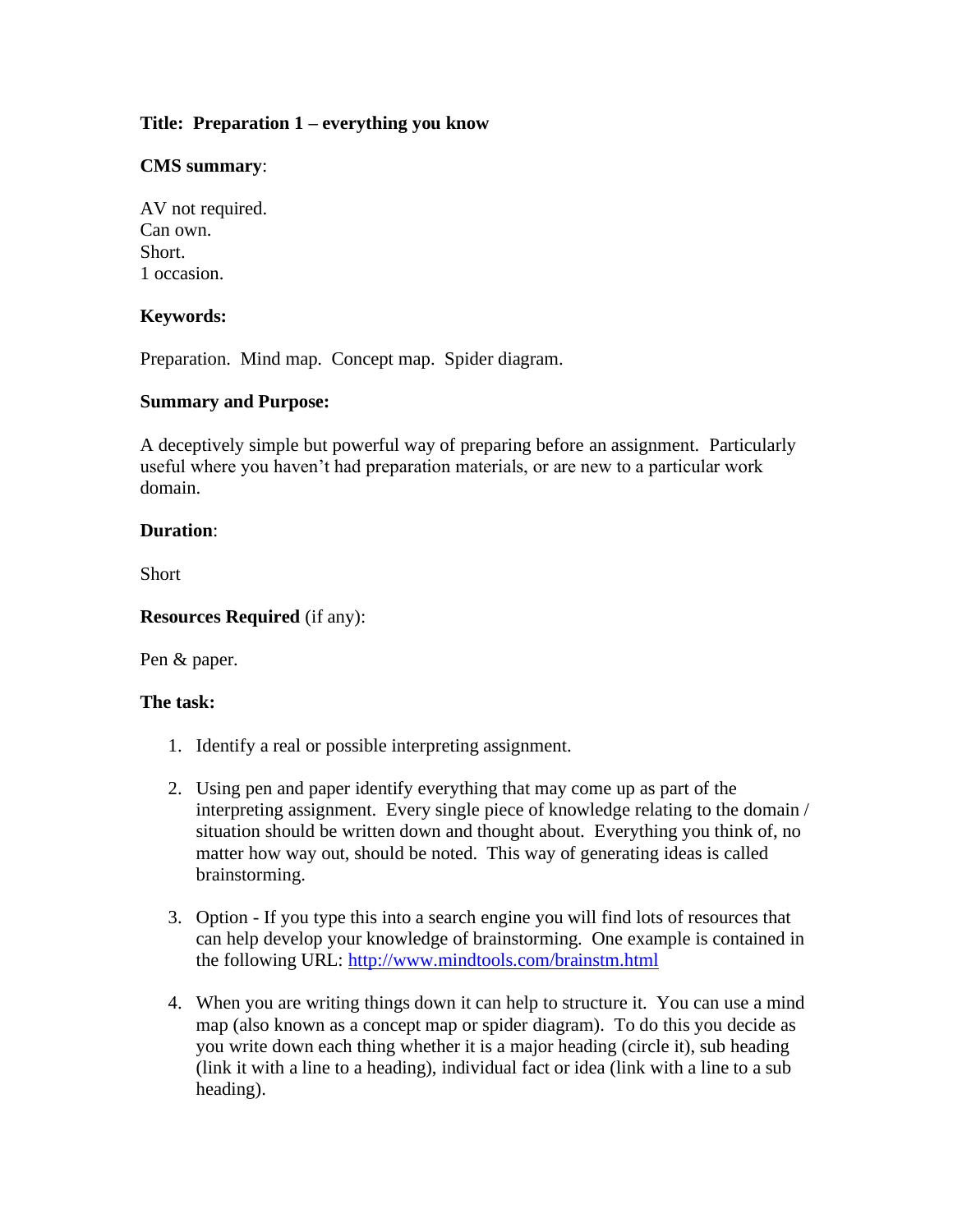**Title: Preparation 1 – everything you know**

**CMS summary**:

AV not required.  
Can own.  
Short.  
1 occasion.

**Keywords:**

Preparation. Mind map. Concept map. Spider diagram.

**Summary and Purpose:**

A deceptively simple but powerful way of preparing before an assignment. Particularly useful where you haven't had preparation materials, or are new to a particular work domain.

**Duration**:

Short

**Resources Required** (if any):

Pen & paper.

**The task:**

1. Identify a real or possible interpreting assignment.

2. Using pen and paper identify everything that may come up as part of the interpreting assignment. Every single piece of knowledge relating to the domain / situation should be written down and thought about. Everything you think of, no matter how way out, should be noted. This way of generating ideas is called brainstorming.

3. Option - If you type this into a search engine you will find lots of resources that can help develop your knowledge of brainstorming. One example is contained in the following URL: [http://www.mindtools.com/brainstm.html](http://www.mindtools.com/brainstm.html)

4. When you are writing things down it can help to structure it. You can use a mind map (also known as a concept map or spider diagram). To do this you decide as you write down each thing whether it is a major heading (circle it), sub heading (link it with a line to a heading), individual fact or idea (link with a line to a sub heading).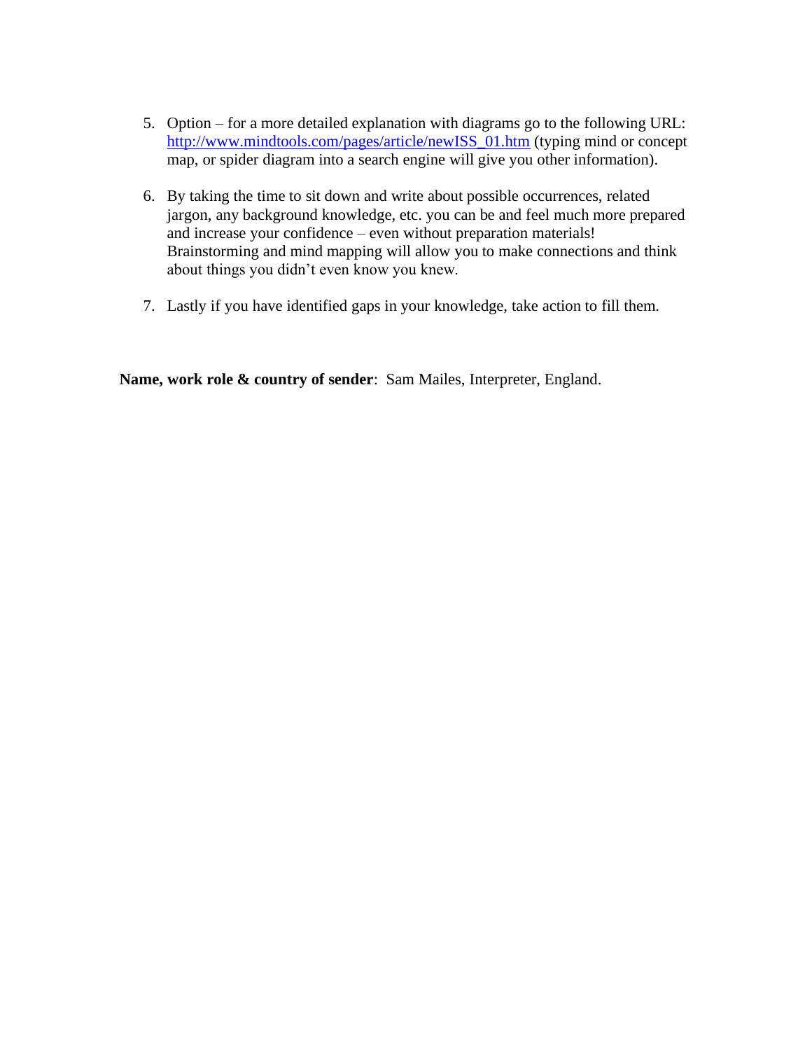5. Option – for a more detailed explanation with diagrams go to the following URL: [http://www.mindtools.com/pages/article/newISS_01.htm](http://www.mindtools.com/pages/article/newISS_01.htm) (typing mind or concept map, or spider diagram into a search engine will give you other information).

6. By taking the time to sit down and write about possible occurrences, related jargon, any background knowledge, etc. you can be and feel much more prepared and increase your confidence – even without preparation materials! Brainstorming and mind mapping will allow you to make connections and think about things you didn't even know you knew.

7. Lastly if you have identified gaps in your knowledge, take action to fill them.

**Name, work role & country of sender**: Sam Mailes, Interpreter, England.